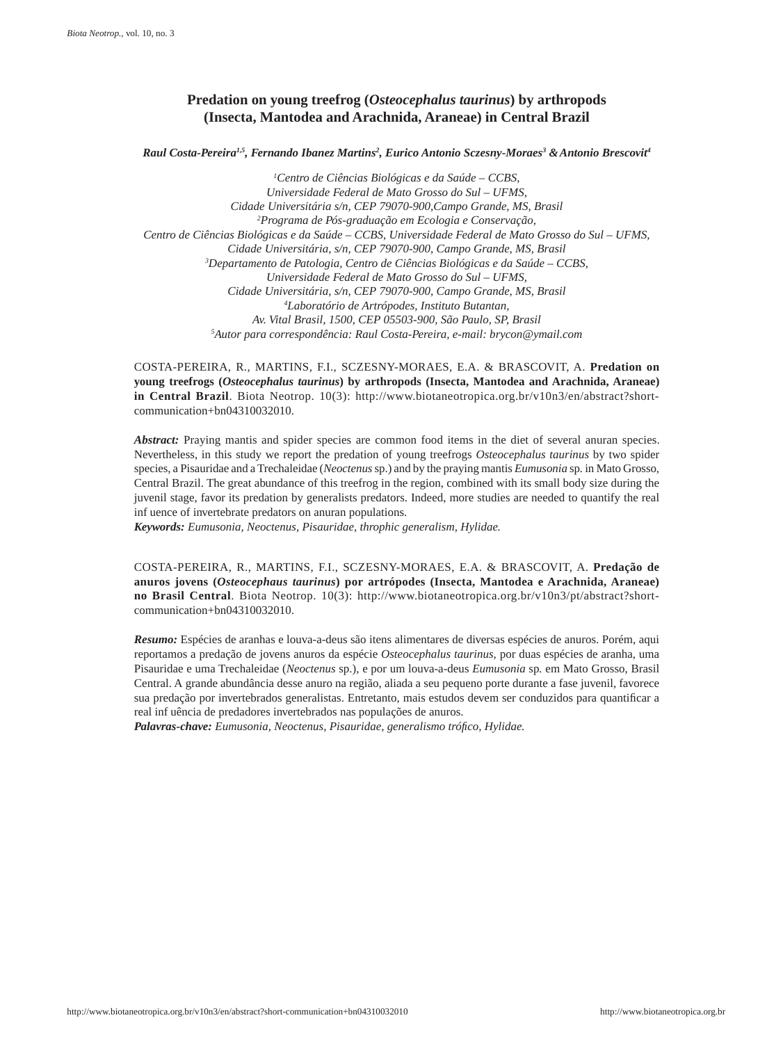# Predation on young treefrog (*Osteocephalus taurinus*) by arthropods (Insecta, Mantodea and Arachnida, Araneae) in Central Brazil

***Raul Costa-Pereira[1,5], Fernando Ibanez Martins[2], Eurico Antonio Sczesny-Moraes[3] & Antonio Brescovit[4]***

*[1]Centro de Ciências Biológicas e da Saúde – CCBS,*
*Universidade Federal de Mato Grosso do Sul – UFMS,*
*Cidade Universitária s/n, CEP 79070-900,Campo Grande, MS, Brasil*
*[2]Programa de Pós-graduação em Ecologia e Conservação,*
*Centro de Ciências Biológicas e da Saúde – CCBS, Universidade Federal de Mato Grosso do Sul – UFMS,*
*Cidade Universitária, s/n, CEP 79070-900, Campo Grande, MS, Brasil*
*[3]Departamento de Patologia, Centro de Ciências Biológicas e da Saúde – CCBS,*
*Universidade Federal de Mato Grosso do Sul – UFMS,*
*Cidade Universitária, s/n, CEP 79070-900, Campo Grande, MS, Brasil*
*[4]Laboratório de Artrópodes, Instituto Butantan,*
*Av. Vital Brasil, 1500, CEP 05503-900, São Paulo, SP, Brasil*
*[5]Autor para correspondência: Raul Costa-Pereira, e-mail: brycon@ymail.com*

COSTA-PEREIRA, R., MARTINS, F.I., SCZESNY-MORAES, E.A. & BRASCOVIT, A. **Predation on young treefrogs (*Osteocephalus taurinus*) by arthropods (Insecta, Mantodea and Arachnida, Araneae) in Central Brazil**. Biota Neotrop. 10(3): http://www.biotaneotropica.org.br/v10n3/en/abstract?short-communication+bn04310032010.

***Abstract:*** Praying mantis and spider species are common food items in the diet of several anuran species. Nevertheless, in this study we report the predation of young treefrogs *Osteocephalus taurinus* by two spider species, a Pisauridae and a Trechaleidae (*Neoctenus* sp.) and by the praying mantis *Eumusonia* sp. in Mato Grosso, Central Brazil. The great abundance of this treefrog in the region, combined with its small body size during the juvenil stage, favor its predation by generalists predators. Indeed, more studies are needed to quantify the real inf uence of invertebrate predators on anuran populations.
***Keywords:*** *Eumusonia, Neoctenus, Pisauridae, throphic generalism, Hylidae.*

COSTA-PEREIRA, R., MARTINS, F.I., SCZESNY-MORAES, E.A. & BRASCOVIT, A. **Predação de anuros jovens (*Osteocephaus taurinus*) por artrópodes (Insecta, Mantodea e Arachnida, Araneae) no Brasil Central**. Biota Neotrop. 10(3): http://www.biotaneotropica.org.br/v10n3/pt/abstract?short-communication+bn04310032010.

***Resumo:*** Espécies de aranhas e louva-a-deus são itens alimentares de diversas espécies de anuros. Porém, aqui reportamos a predação de jovens anuros da espécie *Osteocephalus taurinus*, por duas espécies de aranha, uma Pisauridae e uma Trechaleidae (*Neoctenus* sp.), e por um louva-a-deus *Eumusonia* sp. em Mato Grosso, Brasil Central. A grande abundância desse anuro na região, aliada a seu pequeno porte durante a fase juvenil, favorece sua predação por invertebrados generalistas. Entretanto, mais estudos devem ser conduzidos para quantificar a real inf uência de predadores invertebrados nas populações de anuros.
***Palavras-chave:*** *Eumusonia, Neoctenus, Pisauridae, generalismo trófico, Hylidae.*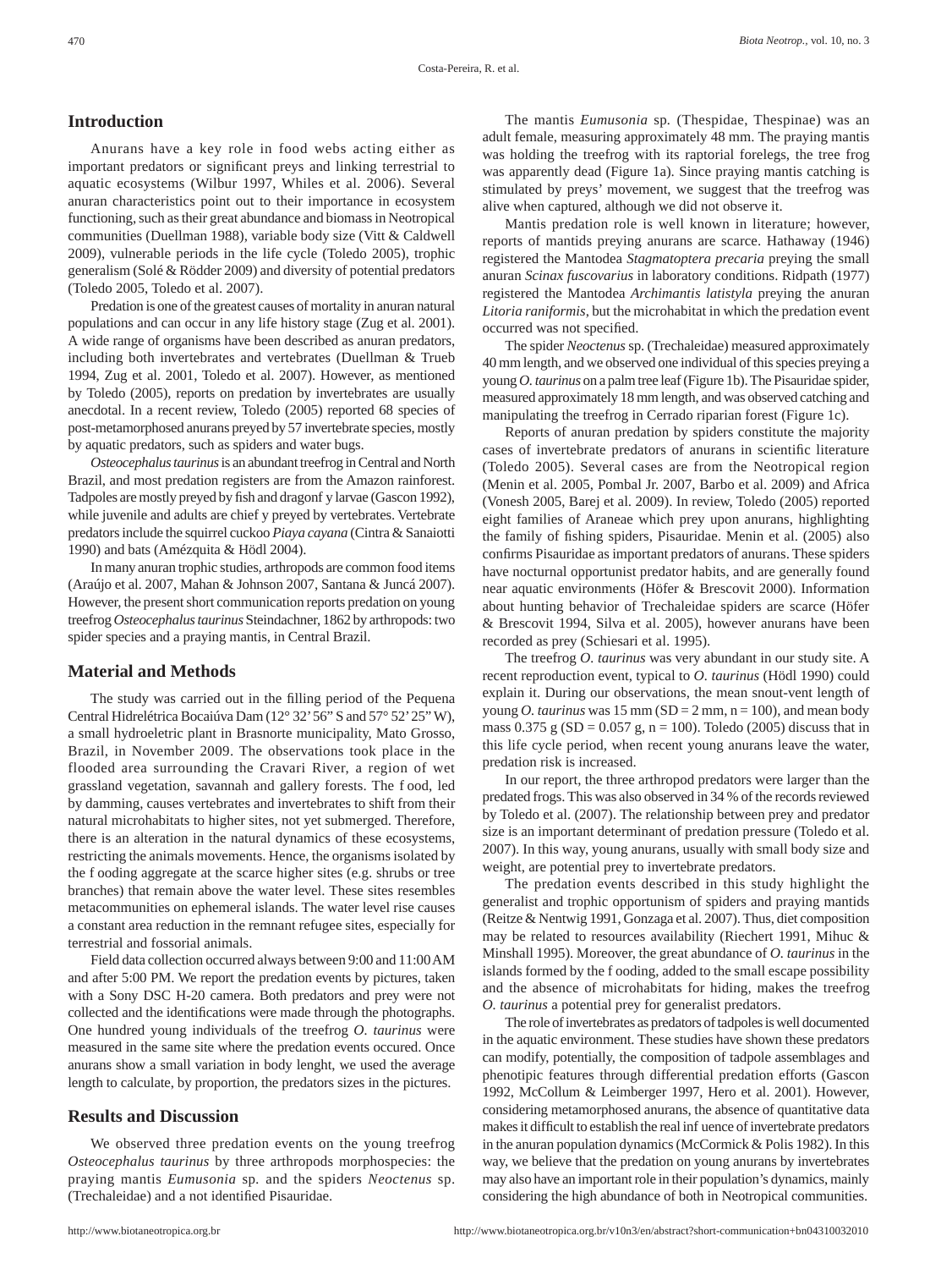## Introduction

Anurans have a key role in food webs acting either as important predators or significant preys and linking terrestrial to aquatic ecosystems (Wilbur 1997, Whiles et al. 2006). Several anuran characteristics point out to their importance in ecosystem functioning, such as their great abundance and biomass in Neotropical communities (Duellman 1988), variable body size (Vitt & Caldwell 2009), vulnerable periods in the life cycle (Toledo 2005), trophic generalism (Solé & Rödder 2009) and diversity of potential predators (Toledo 2005, Toledo et al. 2007).

Predation is one of the greatest causes of mortality in anuran natural populations and can occur in any life history stage (Zug et al. 2001). A wide range of organisms have been described as anuran predators, including both invertebrates and vertebrates (Duellman & Trueb 1994, Zug et al. 2001, Toledo et al. 2007). However, as mentioned by Toledo (2005), reports on predation by invertebrates are usually anecdotal. In a recent review, Toledo (2005) reported 68 species of post-metamorphosed anurans preyed by 57 invertebrate species, mostly by aquatic predators, such as spiders and water bugs.

*Osteocephalus taurinus* is an abundant treefrog in Central and North Brazil, and most predation registers are from the Amazon rainforest. Tadpoles are mostly preyed by fish and dragonf y larvae (Gascon 1992), while juvenile and adults are chief y preyed by vertebrates. Vertebrate predators include the squirrel cuckoo *Piaya cayana* (Cintra & Sanaiotti 1990) and bats (Amézquita & Hödl 2004).

In many anuran trophic studies, arthropods are common food items (Araújo et al. 2007, Mahan & Johnson 2007, Santana & Juncá 2007). However, the present short communication reports predation on young treefrog *Osteocephalus taurinus* Steindachner, 1862 by arthropods: two spider species and a praying mantis, in Central Brazil.

## Material and Methods

The study was carried out in the filling period of the Pequena Central Hidrelétrica Bocaiúva Dam (12° 32' 56" S and 57° 52' 25" W), a small hydroeletric plant in Brasnorte municipality, Mato Grosso, Brazil, in November 2009. The observations took place in the flooded area surrounding the Cravari River, a region of wet grassland vegetation, savannah and gallery forests. The f ood, led by damming, causes vertebrates and invertebrates to shift from their natural microhabitats to higher sites, not yet submerged. Therefore, there is an alteration in the natural dynamics of these ecosystems, restricting the animals movements. Hence, the organisms isolated by the f ooding aggregate at the scarce higher sites (e.g. shrubs or tree branches) that remain above the water level. These sites resembles metacommunities on ephemeral islands. The water level rise causes a constant area reduction in the remnant refugee sites, especially for terrestrial and fossorial animals.

Field data collection occurred always between 9:00 and 11:00 AM and after 5:00 PM. We report the predation events by pictures, taken with a Sony DSC H-20 camera. Both predators and prey were not collected and the identifications were made through the photographs. One hundred young individuals of the treefrog *O. taurinus* were measured in the same site where the predation events occured. Once anurans show a small variation in body lenght, we used the average length to calculate, by proportion, the predators sizes in the pictures.

## Results and Discussion

We observed three predation events on the young treefrog *Osteocephalus taurinus* by three arthropods morphospecies: the praying mantis *Eumusonia* sp. and the spiders *Neoctenus* sp. (Trechaleidae) and a not identified Pisauridae.

The mantis *Eumusonia* sp. (Thespidae, Thespinae) was an adult female, measuring approximately 48 mm. The praying mantis was holding the treefrog with its raptorial forelegs, the tree frog was apparently dead (Figure 1a). Since praying mantis catching is stimulated by preys' movement, we suggest that the treefrog was alive when captured, although we did not observe it.

Mantis predation role is well known in literature; however, reports of mantids preying anurans are scarce. Hathaway (1946) registered the Mantodea *Stagmatoptera precaria* preying the small anuran *Scinax fuscovarius* in laboratory conditions. Ridpath (1977) registered the Mantodea *Archimantis latistyla* preying the anuran *Litoria raniformis*, but the microhabitat in which the predation event occurred was not specified.

The spider *Neoctenus* sp. (Trechaleidae) measured approximately 40 mm length, and we observed one individual of this species preying a young *O. taurinus* on a palm tree leaf (Figure 1b). The Pisauridae spider, measured approximately 18 mm length, and was observed catching and manipulating the treefrog in Cerrado riparian forest (Figure 1c).

Reports of anuran predation by spiders constitute the majority cases of invertebrate predators of anurans in scientific literature (Toledo 2005). Several cases are from the Neotropical region (Menin et al. 2005, Pombal Jr. 2007, Barbo et al. 2009) and Africa (Vonesh 2005, Barej et al. 2009). In review, Toledo (2005) reported eight families of Araneae which prey upon anurans, highlighting the family of fishing spiders, Pisauridae. Menin et al. (2005) also confirms Pisauridae as important predators of anurans. These spiders have nocturnal opportunist predator habits, and are generally found near aquatic environments (Höfer & Brescovit 2000). Information about hunting behavior of Trechaleidae spiders are scarce (Höfer & Brescovit 1994, Silva et al. 2005), however anurans have been recorded as prey (Schiesari et al. 1995).

The treefrog *O. taurinus* was very abundant in our study site. A recent reproduction event, typical to *O. taurinus* (Hödl 1990) could explain it. During our observations, the mean snout-vent length of young *O. taurinus* was 15 mm (SD = 2 mm, n = 100), and mean body mass 0.375 g (SD = 0.057 g, n = 100). Toledo (2005) discuss that in this life cycle period, when recent young anurans leave the water, predation risk is increased.

In our report, the three arthropod predators were larger than the predated frogs. This was also observed in 34 % of the records reviewed by Toledo et al. (2007). The relationship between prey and predator size is an important determinant of predation pressure (Toledo et al. 2007). In this way, young anurans, usually with small body size and weight, are potential prey to invertebrate predators.

The predation events described in this study highlight the generalist and trophic opportunism of spiders and praying mantids (Reitze & Nentwig 1991, Gonzaga et al. 2007). Thus, diet composition may be related to resources availability (Riechert 1991, Mihuc & Minshall 1995). Moreover, the great abundance of *O. taurinus* in the islands formed by the f ooding, added to the small escape possibility and the absence of microhabitats for hiding, makes the treefrog *O. taurinus* a potential prey for generalist predators.

The role of invertebrates as predators of tadpoles is well documented in the aquatic environment. These studies have shown these predators can modify, potentially, the composition of tadpole assemblages and phenotipic features through differential predation efforts (Gascon 1992, McCollum & Leimberger 1997, Hero et al. 2001). However, considering metamorphosed anurans, the absence of quantitative data makes it difficult to establish the real inf uence of invertebrate predators in the anuran population dynamics (McCormick & Polis 1982). In this way, we believe that the predation on young anurans by invertebrates may also have an important role in their population's dynamics, mainly considering the high abundance of both in Neotropical communities.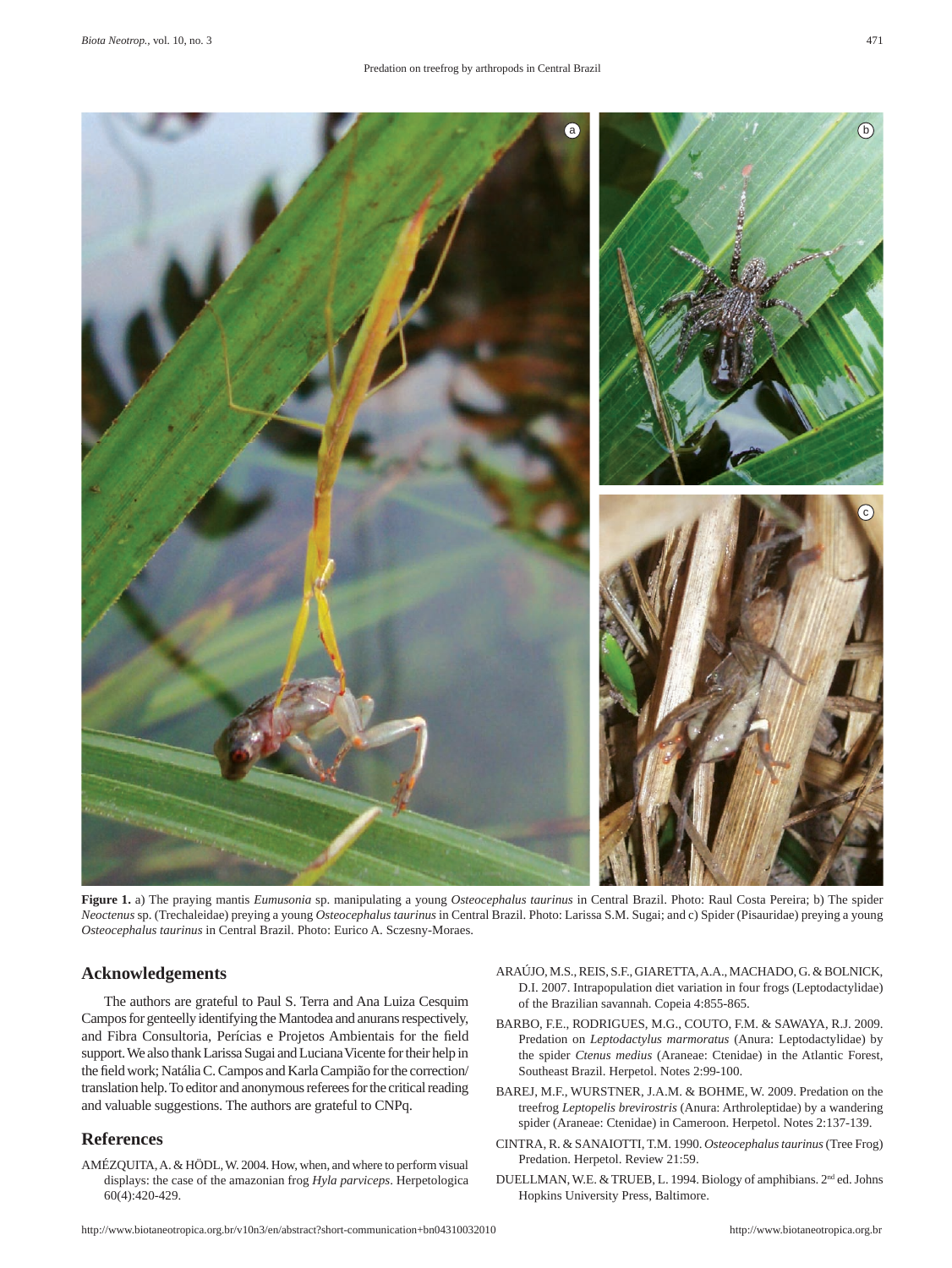**Figure 1.** a) The praying mantis *Eumusonia* sp. manipulating a young *Osteocephalus taurinus* in Central Brazil. Photo: Raul Costa Pereira; b) The spider *Neoctenus* sp. (Trechaleidae) preying a young *Osteocephalus taurinus* in Central Brazil. Photo: Larissa S.M. Sugai; and c) Spider (Pisauridae) preying a young *Osteocephalus taurinus* in Central Brazil. Photo: Eurico A. Sczesny-Moraes.

## Acknowledgements

The authors are grateful to Paul S. Terra and Ana Luiza Cesquim Campos for genteelly identifying the Mantodea and anurans respectively, and Fibra Consultoria, Perícias e Projetos Ambientais for the field support. We also thank Larissa Sugai and Luciana Vicente for their help in the field work; Natália C. Campos and Karla Campião for the correction/translation help. To editor and anonymous referees for the critical reading and valuable suggestions. The authors are grateful to CNPq.

## References

AMÉZQUITA, A. & HÖDL, W. 2004. How, when, and where to perform visual displays: the case of the amazonian frog *Hyla parviceps*. Herpetologica 60(4):420-429.

ARAÚJO, M.S., REIS, S.F., GIARETTA, A.A., MACHADO, G. & BOLNICK, D.I. 2007. Intrapopulation diet variation in four frogs (Leptodactylidae) of the Brazilian savannah. Copeia 4:855-865.

BARBO, F.E., RODRIGUES, M.G., COUTO, F.M. & SAWAYA, R.J. 2009. Predation on *Leptodactylus marmoratus* (Anura: Leptodactylidae) by the spider *Ctenus medius* (Araneae: Ctenidae) in the Atlantic Forest, Southeast Brazil. Herpetol. Notes 2:99-100.

BAREJ, M.F., WURSTNER, J.A.M. & BOHME, W. 2009. Predation on the treefrog *Leptopelis brevirostris* (Anura: Arthroleptidae) by a wandering spider (Araneae: Ctenidae) in Cameroon. Herpetol. Notes 2:137-139.

CINTRA, R. & SANAIOTTI, T.M. 1990. *Osteocephalus taurinus* (Tree Frog) Predation. Herpetol. Review 21:59.

DUELLMAN, W.E. & TRUEB, L. 1994. Biology of amphibians. 2nd ed. Johns Hopkins University Press, Baltimore.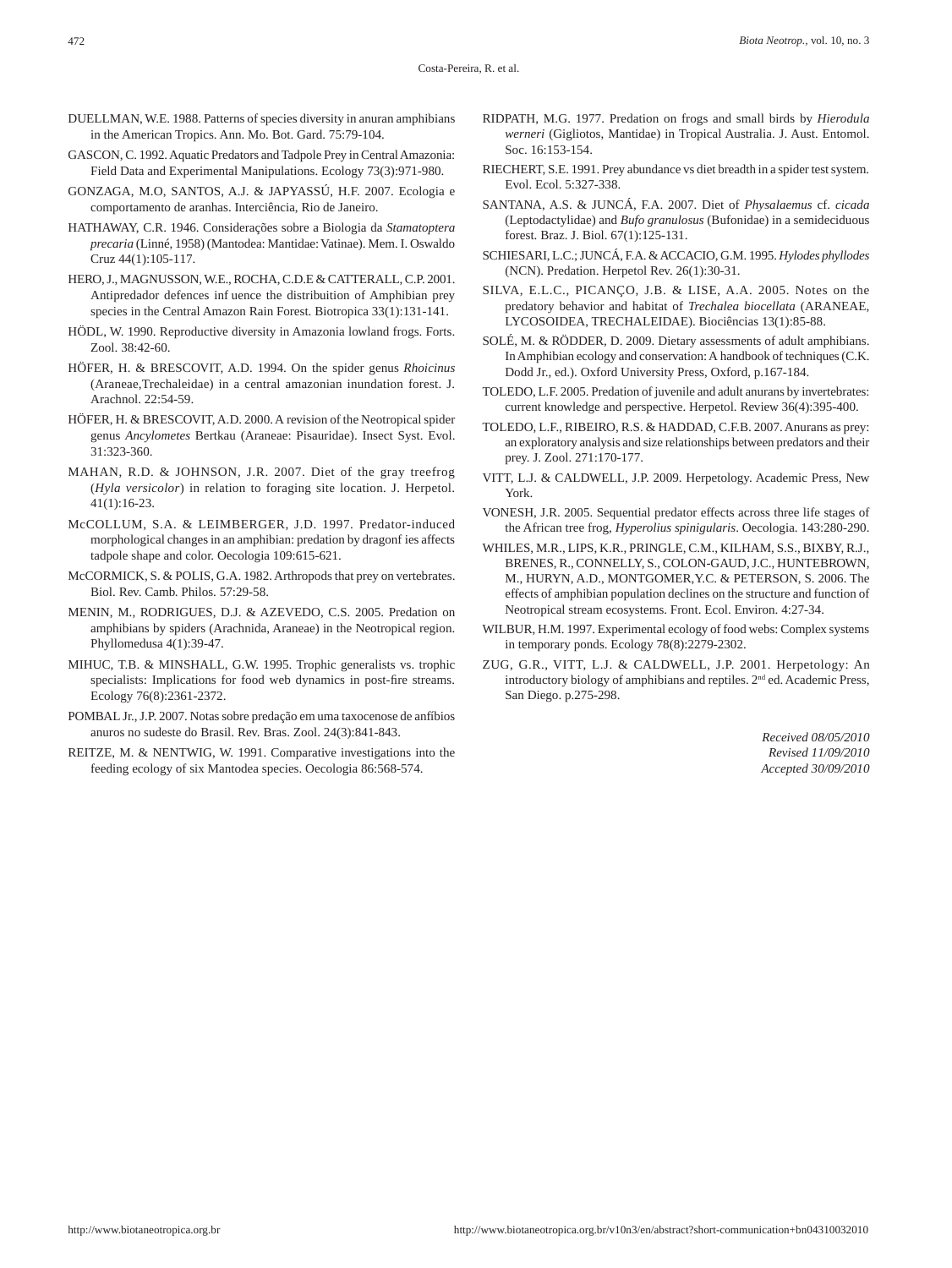DUELLMAN, W.E. 1988. Patterns of species diversity in anuran amphibians in the American Tropics. Ann. Mo. Bot. Gard. 75:79-104.

GASCON, C. 1992. Aquatic Predators and Tadpole Prey in Central Amazonia: Field Data and Experimental Manipulations. Ecology 73(3):971-980.

GONZAGA, M.O, SANTOS, A.J. & JAPYASSÚ, H.F. 2007. Ecologia e comportamento de aranhas. Interciência, Rio de Janeiro.

HATHAWAY, C.R. 1946. Considerações sobre a Biologia da *Stamatoptera precaria* (Linné, 1958) (Mantodea: Mantidae: Vatinae). Mem. I. Oswaldo Cruz 44(1):105-117.

HERO, J., MAGNUSSON, W.E., ROCHA, C.D.E & CATTERALL, C.P. 2001. Antipredador defences inf uence the distribuition of Amphibian prey species in the Central Amazon Rain Forest. Biotropica 33(1):131-141.

HÖDL, W. 1990. Reproductive diversity in Amazonia lowland frogs. Forts. Zool. 38:42-60.

HÖFER, H. & BRESCOVIT, A.D. 1994. On the spider genus *Rhoicinus* (Araneae,Trechaleidae) in a central amazonian inundation forest. J. Arachnol. 22:54-59.

HÖFER, H. & BRESCOVIT, A.D. 2000. A revision of the Neotropical spider genus *Ancylometes* Bertkau (Araneae: Pisauridae). Insect Syst. Evol. 31:323-360.

MAHAN, R.D. & JOHNSON, J.R. 2007. Diet of the gray treefrog (*Hyla versicolor*) in relation to foraging site location. J. Herpetol. 41(1):16-23.

McCOLLUM, S.A. & LEIMBERGER, J.D. 1997. Predator-induced morphological changes in an amphibian: predation by dragonf ies affects tadpole shape and color. Oecologia 109:615-621.

McCORMICK, S. & POLIS, G.A. 1982. Arthropods that prey on vertebrates. Biol. Rev. Camb. Philos. 57:29-58.

MENIN, M., RODRIGUES, D.J. & AZEVEDO, C.S. 2005. Predation on amphibians by spiders (Arachnida, Araneae) in the Neotropical region. Phyllomedusa 4(1):39-47.

MIHUC, T.B. & MINSHALL, G.W. 1995. Trophic generalists vs. trophic specialists: Implications for food web dynamics in post-fire streams. Ecology 76(8):2361-2372.

POMBAL Jr., J.P. 2007. Notas sobre predação em uma taxocenose de anfíbios anuros no sudeste do Brasil. Rev. Bras. Zool. 24(3):841-843.

REITZE, M. & NENTWIG, W. 1991. Comparative investigations into the feeding ecology of six Mantodea species. Oecologia 86:568-574.

RIDPATH, M.G. 1977. Predation on frogs and small birds by *Hierodula werneri* (Gigliotos, Mantidae) in Tropical Australia. J. Aust. Entomol. Soc. 16:153-154.

RIECHERT, S.E. 1991. Prey abundance vs diet breadth in a spider test system. Evol. Ecol. 5:327-338.

SANTANA, A.S. & JUNCÁ, F.A. 2007. Diet of *Physalaemus* cf. *cicada* (Leptodactylidae) and *Bufo granulosus* (Bufonidae) in a semideciduous forest. Braz. J. Biol. 67(1):125-131.

SCHIESARI, L.C.; JUNCÁ, F.A. & ACCACIO, G.M. 1995. *Hylodes phyllodes* (NCN). Predation. Herpetol Rev. 26(1):30-31.

SILVA, E.L.C., PICANÇO, J.B. & LISE, A.A. 2005. Notes on the predatory behavior and habitat of *Trechalea biocellata* (ARANEAE, LYCOSOIDEA, TRECHALEIDAE). Biociências 13(1):85-88.

SOLÉ, M. & RÖDDER, D. 2009. Dietary assessments of adult amphibians. In Amphibian ecology and conservation: A handbook of techniques (C.K. Dodd Jr., ed.). Oxford University Press, Oxford, p.167-184.

TOLEDO, L.F. 2005. Predation of juvenile and adult anurans by invertebrates: current knowledge and perspective. Herpetol. Review 36(4):395-400.

TOLEDO, L.F., RIBEIRO, R.S. & HADDAD, C.F.B. 2007. Anurans as prey: an exploratory analysis and size relationships between predators and their prey. J. Zool. 271:170-177.

VITT, L.J. & CALDWELL, J.P. 2009. Herpetology. Academic Press, New York.

VONESH, J.R. 2005. Sequential predator effects across three life stages of the African tree frog, *Hyperolius spinigularis*. Oecologia. 143:280-290.

WHILES, M.R., LIPS, K.R., PRINGLE, C.M., KILHAM, S.S., BIXBY, R.J., BRENES, R., CONNELLY, S., COLON-GAUD, J.C., HUNTEBROWN, M., HURYN, A.D., MONTGOMER,Y.C. & PETERSON, S. 2006. The effects of amphibian population declines on the structure and function of Neotropical stream ecosystems. Front. Ecol. Environ. 4:27-34.

WILBUR, H.M. 1997. Experimental ecology of food webs: Complex systems in temporary ponds. Ecology 78(8):2279-2302.

ZUG, G.R., VITT, L.J. & CALDWELL, J.P. 2001. Herpetology: An introductory biology of amphibians and reptiles. 2nd ed. Academic Press, San Diego. p.275-298.

*Received 08/05/2010*
*Revised 11/09/2010*
*Accepted 30/09/2010*